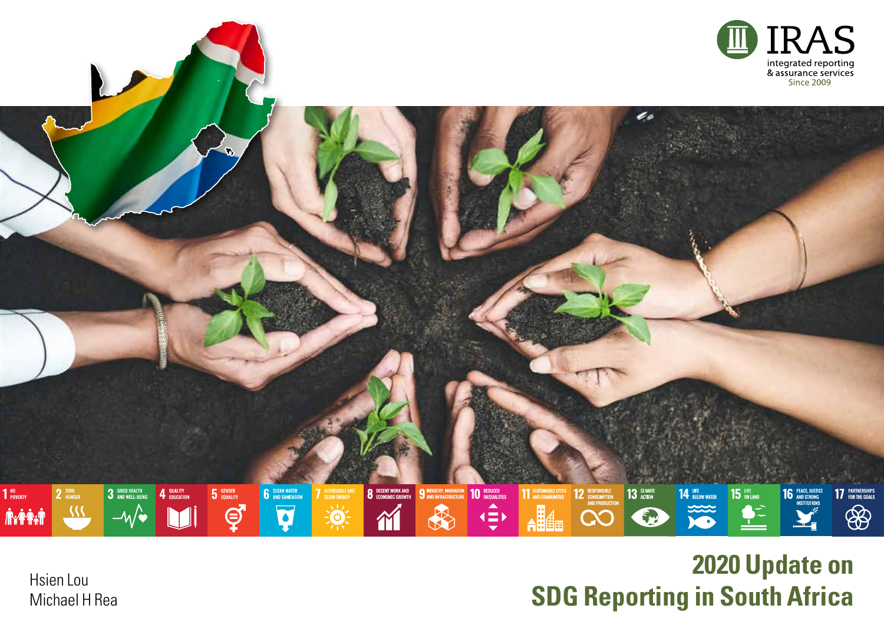IRAS

integrated reporting
& assurance services
Since 2009

1 NO POVERTY
2 ZERO HUNGER
3 GOOD HEALTH AND WELL-BEING
4 QUALITY EDUCATION
5 GENDER EQUALITY
6 CLEAN WATER AND SANITATION
7 AFFORDABLE AND CLEAN ENERGY
8 DECENT WORK AND ECONOMIC GROWTH
9 INDUSTRY, INNOVATION AND INFRASTRUCTURE
10 REDUCED INEQUALITIES
11 SUSTAINABLE CITIES AND COMMUNITIES
12 RESPONSIBLE CONSUMPTION AND PRODUCTION
13 CLIMATE ACTION
14 LIFE BELOW WATER
15 LIFE ON LAND
16 PEACE, JUSTICE AND STRONG INSTITUTIONS
17 PARTNERSHIPS FOR THE GOALS

# 2020 Update on SDG Reporting in South Africa

Hsien Lou
Michael H Rea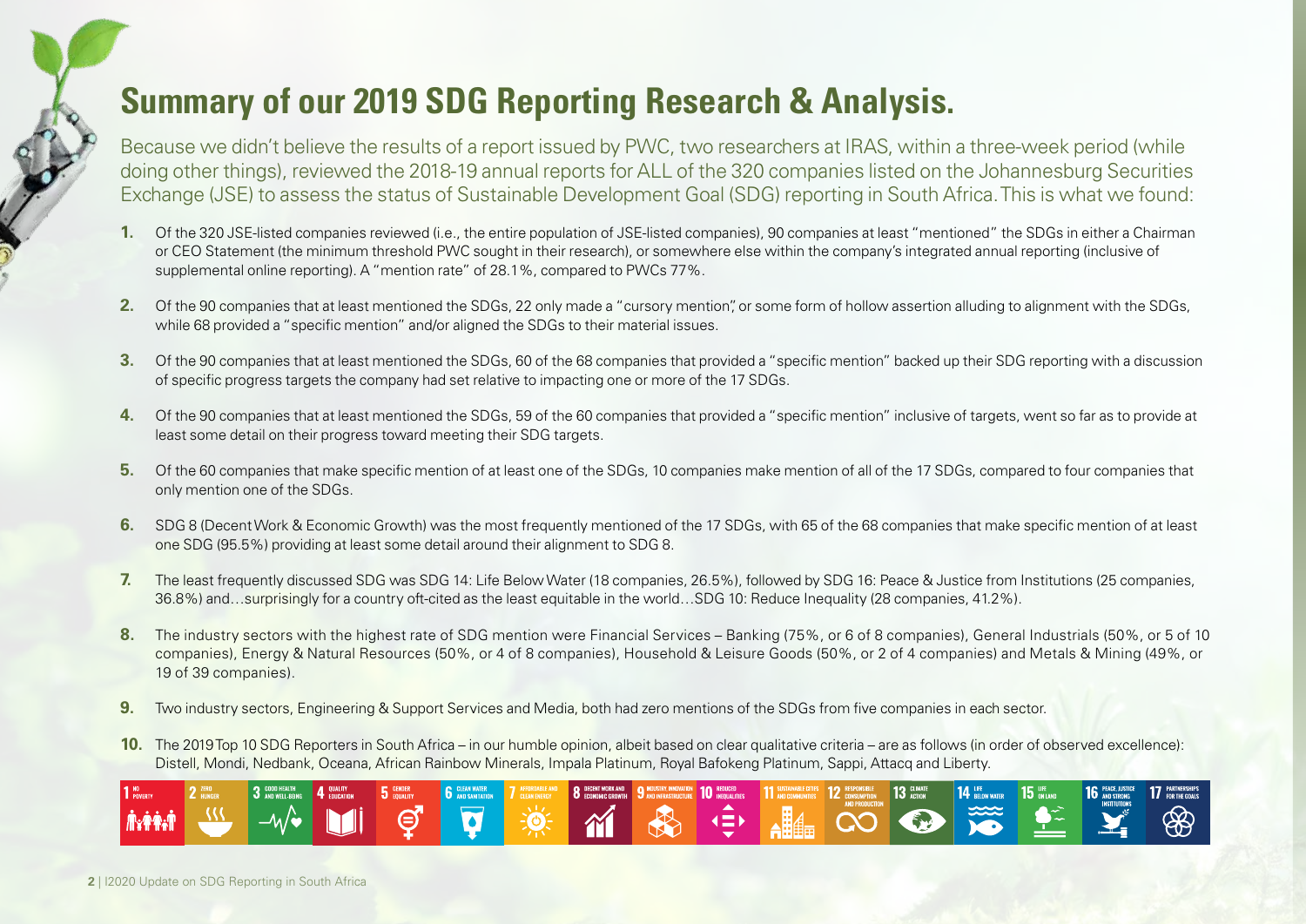# Summary of our 2019 SDG Reporting Research & Analysis.

Because we didn't believe the results of a report issued by PWC, two researchers at IRAS, within a three-week period (while doing other things), reviewed the 2018-19 annual reports for ALL of the 320 companies listed on the Johannesburg Securities Exchange (JSE) to assess the status of Sustainable Development Goal (SDG) reporting in South Africa. This is what we found:

1. Of the 320 JSE-listed companies reviewed (i.e., the entire population of JSE-listed companies), 90 companies at least "mentioned" the SDGs in either a Chairman or CEO Statement (the minimum threshold PWC sought in their research), or somewhere else within the company's integrated annual reporting (inclusive of supplemental online reporting). A "mention rate" of 28.1%, compared to PWCs 77%.
2. Of the 90 companies that at least mentioned the SDGs, 22 only made a "cursory mention", or some form of hollow assertion alluding to alignment with the SDGs, while 68 provided a "specific mention" and/or aligned the SDGs to their material issues.
3. Of the 90 companies that at least mentioned the SDGs, 60 of the 68 companies that provided a "specific mention" backed up their SDG reporting with a discussion of specific progress targets the company had set relative to impacting one or more of the 17 SDGs.
4. Of the 90 companies that at least mentioned the SDGs, 59 of the 60 companies that provided a "specific mention" inclusive of targets, went so far as to provide at least some detail on their progress toward meeting their SDG targets.
5. Of the 60 companies that make specific mention of at least one of the SDGs, 10 companies make mention of all of the 17 SDGs, compared to four companies that only mention one of the SDGs.
6. SDG 8 (Decent Work & Economic Growth) was the most frequently mentioned of the 17 SDGs, with 65 of the 68 companies that make specific mention of at least one SDG (95.5%) providing at least some detail around their alignment to SDG 8.
7. The least frequently discussed SDG was SDG 14: Life Below Water (18 companies, 26.5%), followed by SDG 16: Peace & Justice from Institutions (25 companies, 36.8%) and…surprisingly for a country oft-cited as the least equitable in the world…SDG 10: Reduce Inequality (28 companies, 41.2%).
8. The industry sectors with the highest rate of SDG mention were Financial Services – Banking (75%, or 6 of 8 companies), General Industrials (50%, or 5 of 10 companies), Energy & Natural Resources (50%, or 4 of 8 companies), Household & Leisure Goods (50%, or 2 of 4 companies) and Metals & Mining (49%, or 19 of 39 companies).
9. Two industry sectors, Engineering & Support Services and Media, both had zero mentions of the SDGs from five companies in each sector.
10. The 2019 Top 10 SDG Reporters in South Africa – in our humble opinion, albeit based on clear qualitative criteria – are as follows (in order of observed excellence): Distell, Mondi, Nedbank, Oceana, African Rainbow Minerals, Impala Platinum, Royal Bafokeng Platinum, Sappi, Attacq and Liberty.

1 NO POVERTY | 2 ZERO HUNGER | 3 GOOD HEALTH AND WELL-BEING | 4 QUALITY EDUCATION | 5 GENDER EQUALITY | 6 CLEAN WATER AND SANITATION | 7 AFFORDABLE AND CLEAN ENERGY | 8 DECENT WORK AND ECONOMIC GROWTH | 9 INDUSTRY, INNOVATION AND INFRASTRUCTURE | 10 REDUCED INEQUALITIES | 11 SUSTAINABLE CITIES AND COMMUNITIES | 12 RESPONSIBLE CONSUMPTION AND PRODUCTION | 13 CLIMATE ACTION | 14 LIFE BELOW WATER | 15 LIFE ON LAND | 16 PEACE, JUSTICE AND STRONG INSTITUTIONS | 17 PARTNERSHIPS FOR THE GOALS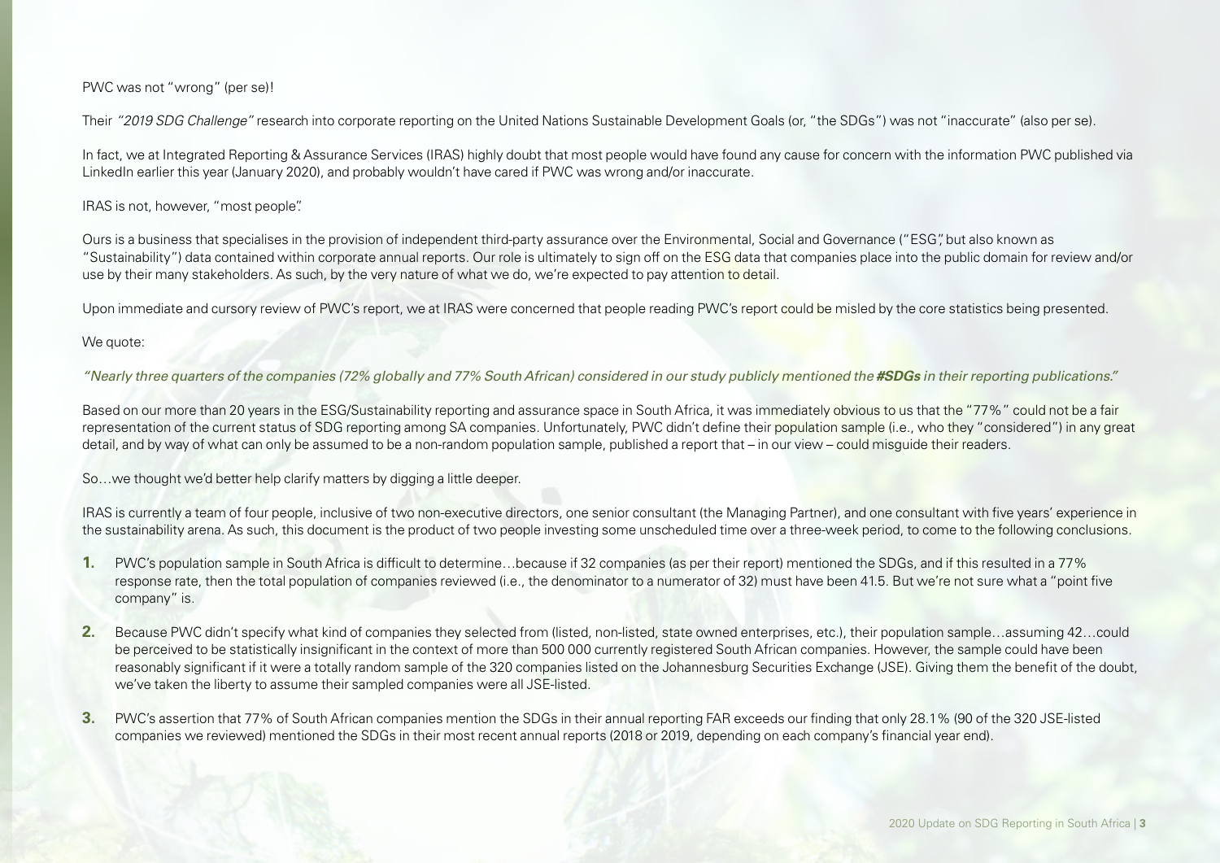PWC was not "wrong" (per se)!

Their *"2019 SDG Challenge"* research into corporate reporting on the United Nations Sustainable Development Goals (or, "the SDGs") was not "inaccurate" (also per se).

In fact, we at Integrated Reporting & Assurance Services (IRAS) highly doubt that most people would have found any cause for concern with the information PWC published via LinkedIn earlier this year (January 2020), and probably wouldn't have cared if PWC was wrong and/or inaccurate.

IRAS is not, however, "most people".

Ours is a business that specialises in the provision of independent third-party assurance over the Environmental, Social and Governance ("ESG", but also known as "Sustainability") data contained within corporate annual reports. Our role is ultimately to sign off on the ESG data that companies place into the public domain for review and/or use by their many stakeholders. As such, by the very nature of what we do, we're expected to pay attention to detail.

Upon immediate and cursory review of PWC's report, we at IRAS were concerned that people reading PWC's report could be misled by the core statistics being presented.

We quote:

*"Nearly three quarters of the companies (72% globally and 77% South African) considered in our study publicly mentioned the **#SDGs** in their reporting publications."*

Based on our more than 20 years in the ESG/Sustainability reporting and assurance space in South Africa, it was immediately obvious to us that the "77%" could not be a fair representation of the current status of SDG reporting among SA companies. Unfortunately, PWC didn't define their population sample (i.e., who they "considered") in any great detail, and by way of what can only be assumed to be a non-random population sample, published a report that – in our view – could misguide their readers.

So…we thought we'd better help clarify matters by digging a little deeper.

IRAS is currently a team of four people, inclusive of two non-executive directors, one senior consultant (the Managing Partner), and one consultant with five years' experience in the sustainability arena. As such, this document is the product of two people investing some unscheduled time over a three-week period, to come to the following conclusions.

1. PWC's population sample in South Africa is difficult to determine…because if 32 companies (as per their report) mentioned the SDGs, and if this resulted in a 77% response rate, then the total population of companies reviewed (i.e., the denominator to a numerator of 32) must have been 41.5. But we're not sure what a "point five company" is.

2. Because PWC didn't specify what kind of companies they selected from (listed, non-listed, state owned enterprises, etc.), their population sample…assuming 42…could be perceived to be statistically insignificant in the context of more than 500 000 currently registered South African companies. However, the sample could have been reasonably significant if it were a totally random sample of the 320 companies listed on the Johannesburg Securities Exchange (JSE). Giving them the benefit of the doubt, we've taken the liberty to assume their sampled companies were all JSE-listed.

3. PWC's assertion that 77% of South African companies mention the SDGs in their annual reporting FAR exceeds our finding that only 28.1% (90 of the 320 JSE-listed companies we reviewed) mentioned the SDGs in their most recent annual reports (2018 or 2019, depending on each company's financial year end).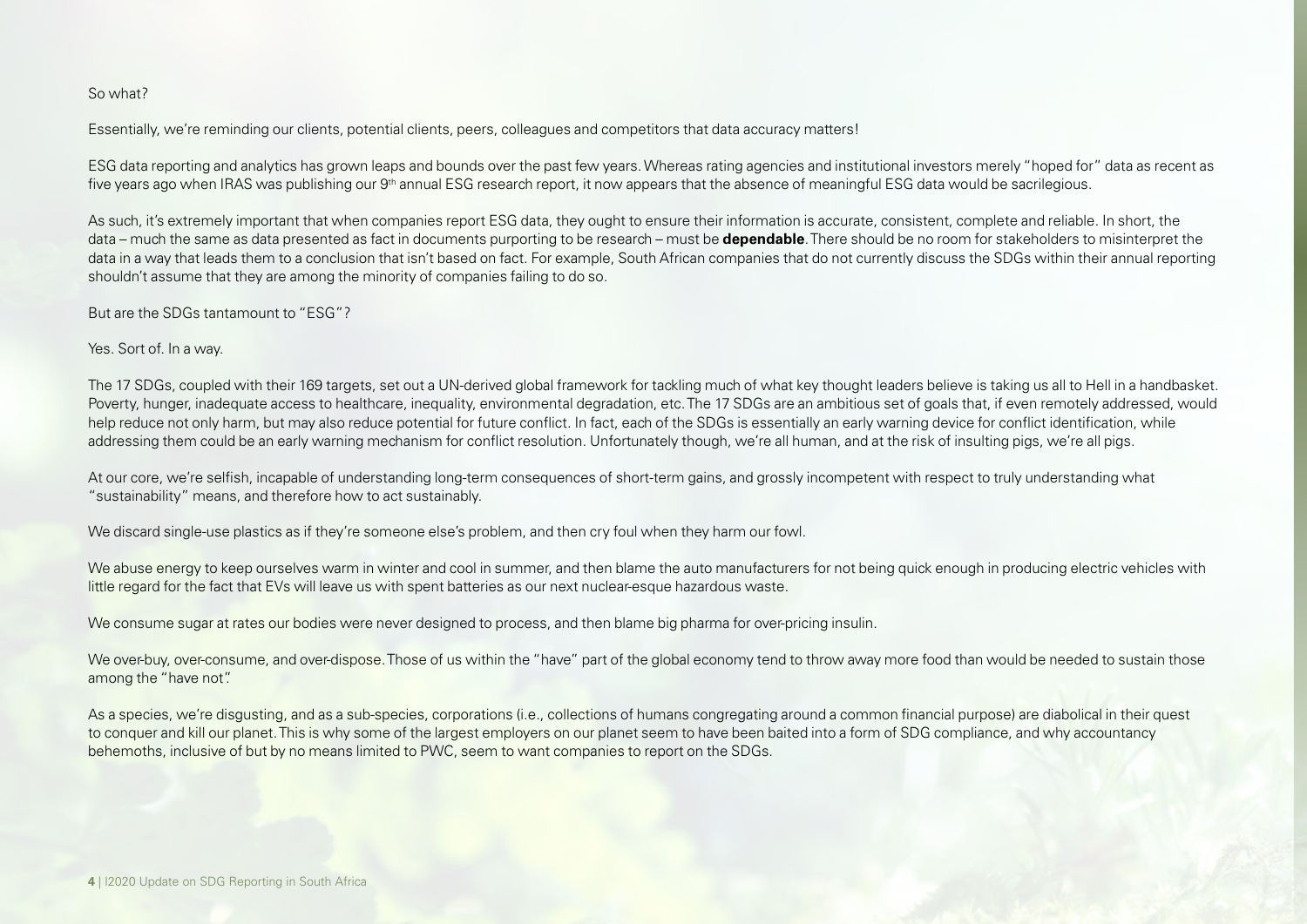So what?

Essentially, we're reminding our clients, potential clients, peers, colleagues and competitors that data accuracy matters!

ESG data reporting and analytics has grown leaps and bounds over the past few years. Whereas rating agencies and institutional investors merely "hoped for" data as recent as five years ago when IRAS was publishing our 9th annual ESG research report, it now appears that the absence of meaningful ESG data would be sacrilegious.

As such, it's extremely important that when companies report ESG data, they ought to ensure their information is accurate, consistent, complete and reliable. In short, the data – much the same as data presented as fact in documents purporting to be research – must be **dependable**. There should be no room for stakeholders to misinterpret the data in a way that leads them to a conclusion that isn't based on fact. For example, South African companies that do not currently discuss the SDGs within their annual reporting shouldn't assume that they are among the minority of companies failing to do so.

But are the SDGs tantamount to "ESG"?

Yes. Sort of. In a way.

The 17 SDGs, coupled with their 169 targets, set out a UN-derived global framework for tackling much of what key thought leaders believe is taking us all to Hell in a handbasket. Poverty, hunger, inadequate access to healthcare, inequality, environmental degradation, etc. The 17 SDGs are an ambitious set of goals that, if even remotely addressed, would help reduce not only harm, but may also reduce potential for future conflict. In fact, each of the SDGs is essentially an early warning device for conflict identification, while addressing them could be an early warning mechanism for conflict resolution. Unfortunately though, we're all human, and at the risk of insulting pigs, we're all pigs.

At our core, we're selfish, incapable of understanding long-term consequences of short-term gains, and grossly incompetent with respect to truly understanding what "sustainability" means, and therefore how to act sustainably.

We discard single-use plastics as if they're someone else's problem, and then cry foul when they harm our fowl.

We abuse energy to keep ourselves warm in winter and cool in summer, and then blame the auto manufacturers for not being quick enough in producing electric vehicles with little regard for the fact that EVs will leave us with spent batteries as our next nuclear-esque hazardous waste.

We consume sugar at rates our bodies were never designed to process, and then blame big pharma for over-pricing insulin.

We over-buy, over-consume, and over-dispose. Those of us within the "have" part of the global economy tend to throw away more food than would be needed to sustain those among the "have not".

As a species, we're disgusting, and as a sub-species, corporations (i.e., collections of humans congregating around a common financial purpose) are diabolical in their quest to conquer and kill our planet. This is why some of the largest employers on our planet seem to have been baited into a form of SDG compliance, and why accountancy behemoths, inclusive of but by no means limited to PWC, seem to want companies to report on the SDGs.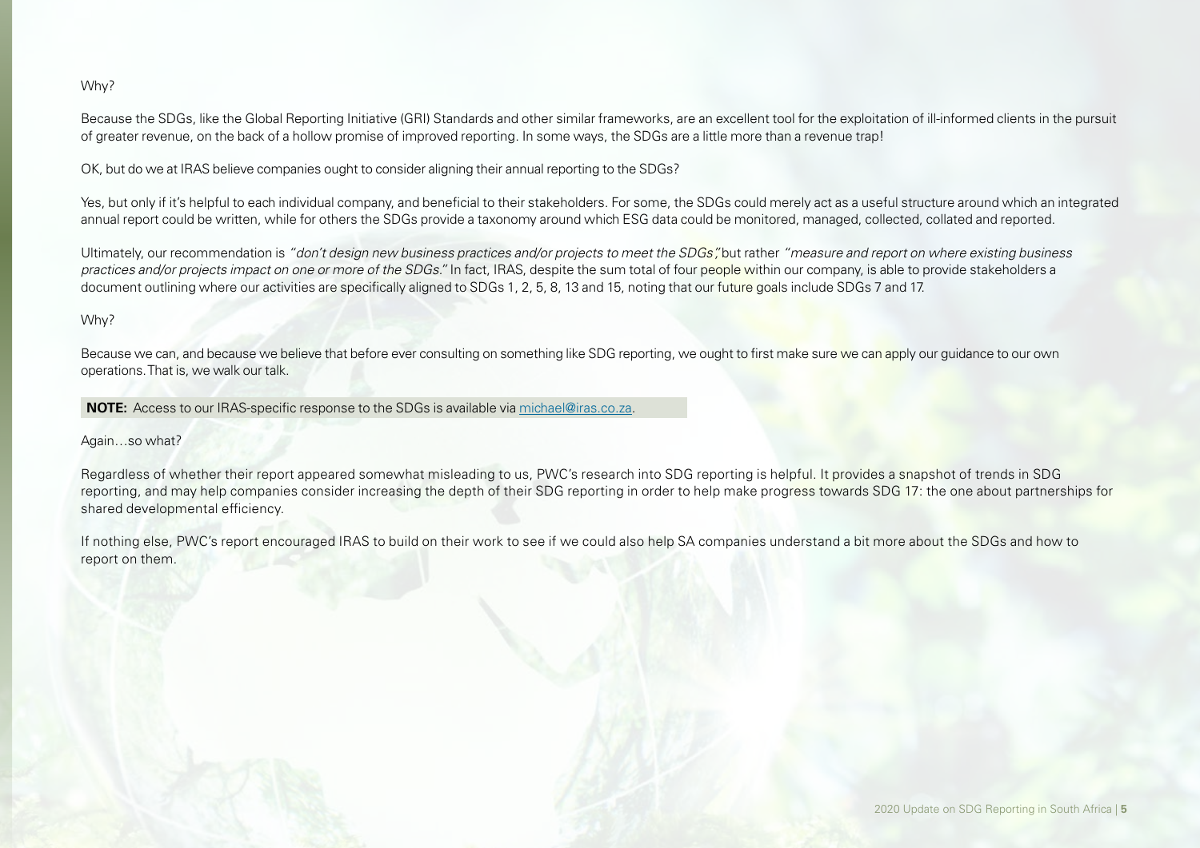Why?

Because the SDGs, like the Global Reporting Initiative (GRI) Standards and other similar frameworks, are an excellent tool for the exploitation of ill-informed clients in the pursuit of greater revenue, on the back of a hollow promise of improved reporting. In some ways, the SDGs are a little more than a revenue trap!

OK, but do we at IRAS believe companies ought to consider aligning their annual reporting to the SDGs?

Yes, but only if it's helpful to each individual company, and beneficial to their stakeholders. For some, the SDGs could merely act as a useful structure around which an integrated annual report could be written, while for others the SDGs provide a taxonomy around which ESG data could be monitored, managed, collected, collated and reported.

Ultimately, our recommendation is *"don't design new business practices and/or projects to meet the SDGs",* but rather *"measure and report on where existing business practices and/or projects impact on one or more of the SDGs."* In fact, IRAS, despite the sum total of four people within our company, is able to provide stakeholders a document outlining where our activities are specifically aligned to SDGs 1, 2, 5, 8, 13 and 15, noting that our future goals include SDGs 7 and 17.

Why?

Because we can, and because we believe that before ever consulting on something like SDG reporting, we ought to first make sure we can apply our guidance to our own operations. That is, we walk our talk.

**NOTE:** Access to our IRAS-specific response to the SDGs is available via michael@iras.co.za.

Again…so what?

Regardless of whether their report appeared somewhat misleading to us, PWC's research into SDG reporting is helpful. It provides a snapshot of trends in SDG reporting, and may help companies consider increasing the depth of their SDG reporting in order to help make progress towards SDG 17: the one about partnerships for shared developmental efficiency.

If nothing else, PWC's report encouraged IRAS to build on their work to see if we could also help SA companies understand a bit more about the SDGs and how to report on them.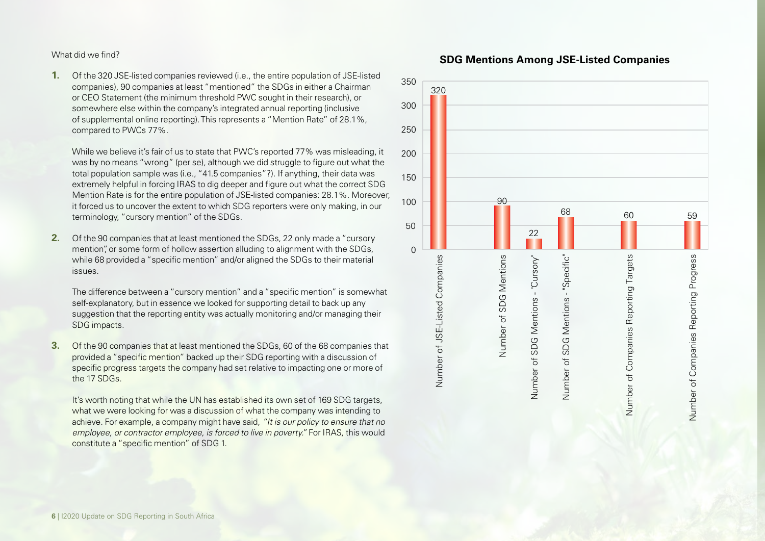What did we find?

1. Of the 320 JSE-listed companies reviewed (i.e., the entire population of JSE-listed companies), 90 companies at least "mentioned" the SDGs in either a Chairman or CEO Statement (the minimum threshold PWC sought in their research), or somewhere else within the company's integrated annual reporting (inclusive of supplemental online reporting). This represents a "Mention Rate" of 28.1%, compared to PWCs 77%.

   While we believe it's fair of us to state that PWC's reported 77% was misleading, it was by no means "wrong" (per se), although we did struggle to figure out what the total population sample was (i.e., "41.5 companies"?). If anything, their data was extremely helpful in forcing IRAS to dig deeper and figure out what the correct SDG Mention Rate is for the entire population of JSE-listed companies: 28.1%. Moreover, it forced us to uncover the extent to which SDG reporters were only making, in our terminology, "cursory mention" of the SDGs.

2. Of the 90 companies that at least mentioned the SDGs, 22 only made a "cursory mention", or some form of hollow assertion alluding to alignment with the SDGs, while 68 provided a "specific mention" and/or aligned the SDGs to their material issues.

   The difference between a "cursory mention" and a "specific mention" is somewhat self-explanatory, but in essence we looked for supporting detail to back up any suggestion that the reporting entity was actually monitoring and/or managing their SDG impacts.

3. Of the 90 companies that at least mentioned the SDGs, 60 of the 68 companies that provided a "specific mention" backed up their SDG reporting with a discussion of specific progress targets the company had set relative to impacting one or more of the 17 SDGs.

   It's worth noting that while the UN has established its own set of 169 SDG targets, what we were looking for was a discussion of what the company was intending to achieve. For example, a company might have said, *"It is our policy to ensure that no employee, or contractor employee, is forced to live in poverty."* For IRAS, this would constitute a "specific mention" of SDG 1.

**SDG Mentions Among JSE-Listed Companies**

| Category | Value |
|---|---|
| Number of JSE-Listed Companies | 320 |
| Number of SDG Mentions | 90 |
| Number of SDG Mentions - "Cursory" | 22 |
| Number of SDG Mentions - "Specific" | 68 |
| Number of Companies Reporting Targets | 60 |
| Number of Companies Reporting Progress | 59 |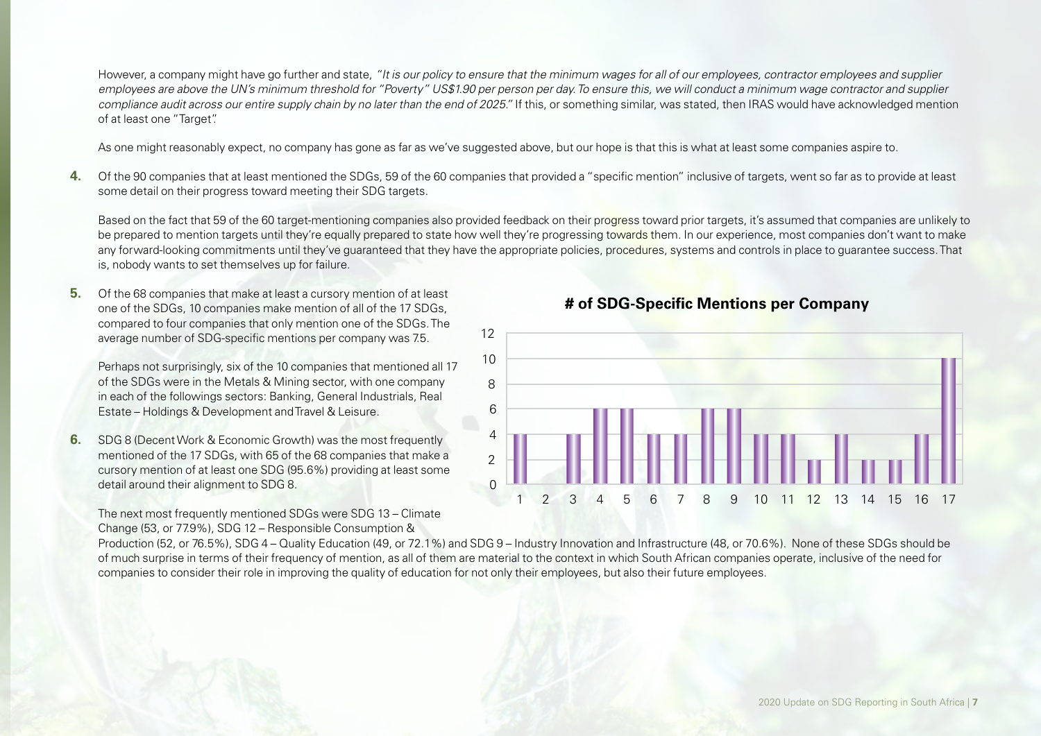However, a company might have go further and state, *"It is our policy to ensure that the minimum wages for all of our employees, contractor employees and supplier employees are above the UN's minimum threshold for "Poverty" US$1.90 per person per day. To ensure this, we will conduct a minimum wage contractor and supplier compliance audit across our entire supply chain by no later than the end of 2025."* If this, or something similar, was stated, then IRAS would have acknowledged mention of at least one "Target".

As one might reasonably expect, no company has gone as far as we've suggested above, but our hope is that this is what at least some companies aspire to.

**4.** Of the 90 companies that at least mentioned the SDGs, 59 of the 60 companies that provided a "specific mention" inclusive of targets, went so far as to provide at least some detail on their progress toward meeting their SDG targets.

Based on the fact that 59 of the 60 target-mentioning companies also provided feedback on their progress toward prior targets, it's assumed that companies are unlikely to be prepared to mention targets until they're equally prepared to state how well they're progressing towards them. In our experience, most companies don't want to make any forward-looking commitments until they've guaranteed that they have the appropriate policies, procedures, systems and controls in place to guarantee success. That is, nobody wants to set themselves up for failure.

**5.** Of the 68 companies that make at least a cursory mention of at least one of the SDGs, 10 companies make mention of all of the 17 SDGs, compared to four companies that only mention one of the SDGs. The average number of SDG-specific mentions per company was 7.5.

Perhaps not surprisingly, six of the 10 companies that mentioned all 17 of the SDGs were in the Metals & Mining sector, with one company in each of the followings sectors: Banking, General Industrials, Real Estate – Holdings & Development and Travel & Leisure.

**# of SDG-Specific Mentions per Company**

| # of SDGs mentioned | 1 | 2 | 3 | 4 | 5 | 6 | 7 | 8 | 9 | 10 | 11 | 12 | 13 | 14 | 15 | 16 | 17 |
|---|---|---|---|---|---|---|---|---|---|---|---|---|---|---|---|---|---|
| # of companies | 4 | 0 | 4 | 6 | 6 | 4 | 4 | 6 | 6 | 4 | 4 | 2 | 4 | 2 | 2 | 4 | 10 |

**6.** SDG 8 (Decent Work & Economic Growth) was the most frequently mentioned of the 17 SDGs, with 65 of the 68 companies that make a cursory mention of at least one SDG (95.6%) providing at least some detail around their alignment to SDG 8.

The next most frequently mentioned SDGs were SDG 13 – Climate Change (53, or 77.9%), SDG 12 – Responsible Consumption & Production (52, or 76.5%), SDG 4 – Quality Education (49, or 72.1%) and SDG 9 – Industry Innovation and Infrastructure (48, or 70.6%). None of these SDGs should be of much surprise in terms of their frequency of mention, as all of them are material to the context in which South African companies operate, inclusive of the need for companies to consider their role in improving the quality of education for not only their employees, but also their future employees.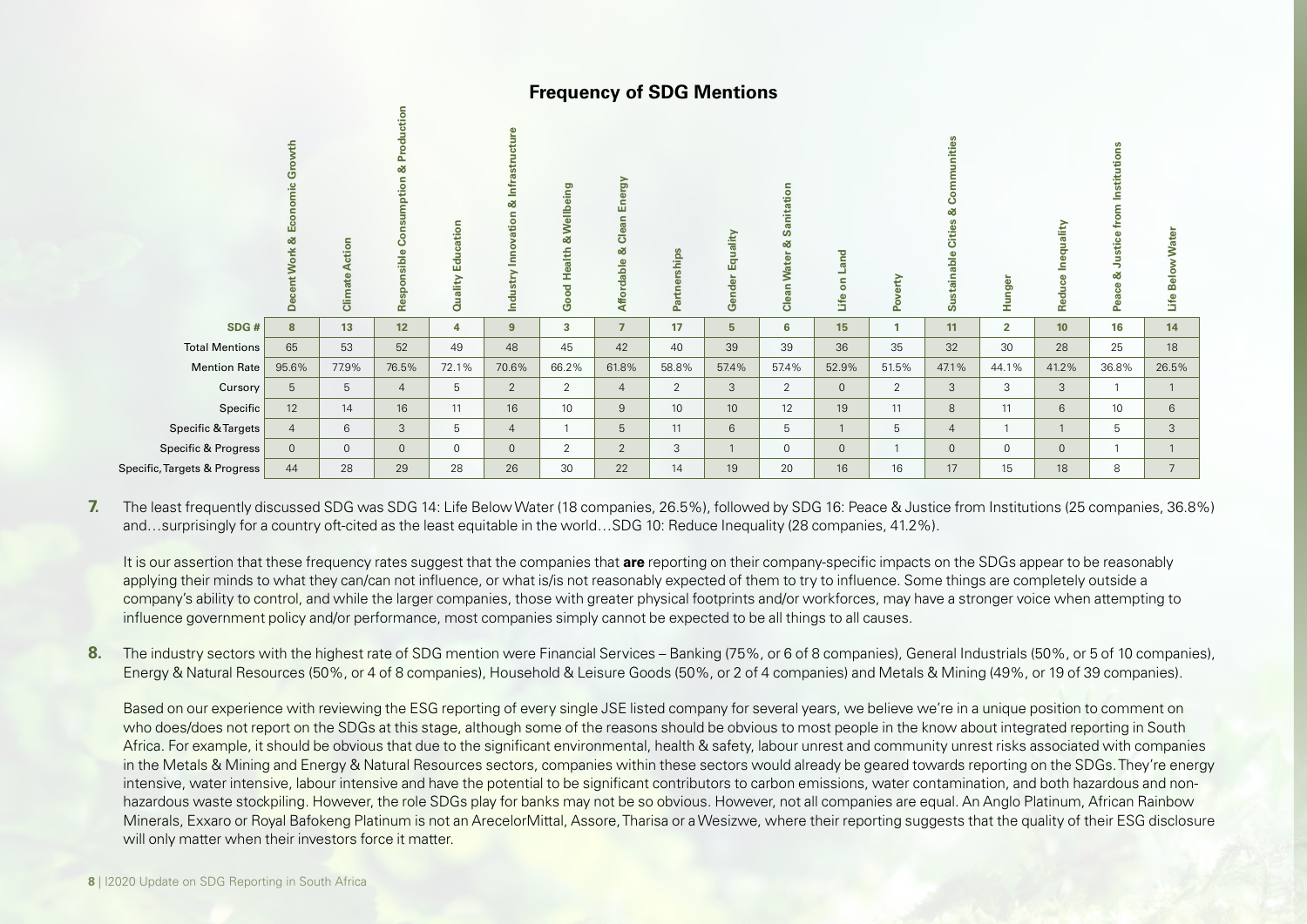## Frequency of SDG Mentions

| | Decent Work & Economic Growth | Climate Action | Responsible Consumption & Production | Quality Education | Industry Innovation & Infrastructure | Good Health & Wellbeing | Affordable & Clean Energy | Partnerships | Gender Equality | Clean Water & Sanitation | Life on Land | Poverty | Sustainable Cities & Communities | Hunger | Reduce Inequality | Peace & Justice from Institutions | Life Below Water |
|---|---|---|---|---|---|---|---|---|---|---|---|---|---|---|---|---|---|
| **SDG #** | **8** | **13** | **12** | **4** | **9** | **3** | **7** | **17** | **5** | **6** | **15** | **1** | **11** | **2** | **10** | **16** | **14** |
| Total Mentions | 65 | 53 | 52 | 49 | 48 | 45 | 42 | 40 | 39 | 39 | 36 | 35 | 32 | 30 | 28 | 25 | 18 |
| Mention Rate | 95.6% | 77.9% | 76.5% | 72.1% | 70.6% | 66.2% | 61.8% | 58.8% | 57.4% | 57.4% | 52.9% | 51.5% | 47.1% | 44.1% | 41.2% | 36.8% | 26.5% |
| Cursory | 5 | 5 | 4 | 5 | 2 | 2 | 4 | 2 | 3 | 2 | 0 | 2 | 3 | 3 | 3 | 1 | 1 |
| Specific | 12 | 14 | 16 | 11 | 16 | 10 | 9 | 10 | 10 | 12 | 19 | 11 | 8 | 11 | 6 | 10 | 6 |
| Specific & Targets | 4 | 6 | 3 | 5 | 4 | 1 | 5 | 11 | 6 | 5 | 1 | 5 | 4 | 1 | 1 | 5 | 3 |
| Specific & Progress | 0 | 0 | 0 | 0 | 0 | 2 | 2 | 3 | 1 | 0 | 0 | 1 | 0 | 0 | 0 | 1 | 1 |
| Specific, Targets & Progress | 44 | 28 | 29 | 28 | 26 | 30 | 22 | 14 | 19 | 20 | 16 | 16 | 17 | 15 | 18 | 8 | 7 |

**7.** The least frequently discussed SDG was SDG 14: Life Below Water (18 companies, 26.5%), followed by SDG 16: Peace & Justice from Institutions (25 companies, 36.8%) and…surprisingly for a country oft-cited as the least equitable in the world…SDG 10: Reduce Inequality (28 companies, 41.2%).

It is our assertion that these frequency rates suggest that the companies that **are** reporting on their company-specific impacts on the SDGs appear to be reasonably applying their minds to what they can/can not influence, or what is/is not reasonably expected of them to try to influence. Some things are completely outside a company's ability to control, and while the larger companies, those with greater physical footprints and/or workforces, may have a stronger voice when attempting to influence government policy and/or performance, most companies simply cannot be expected to be all things to all causes.

**8.** The industry sectors with the highest rate of SDG mention were Financial Services – Banking (75%, or 6 of 8 companies), General Industrials (50%, or 5 of 10 companies), Energy & Natural Resources (50%, or 4 of 8 companies), Household & Leisure Goods (50%, or 2 of 4 companies) and Metals & Mining (49%, or 19 of 39 companies).

Based on our experience with reviewing the ESG reporting of every single JSE listed company for several years, we believe we're in a unique position to comment on who does/does not report on the SDGs at this stage, although some of the reasons should be obvious to most people in the know about integrated reporting in South Africa. For example, it should be obvious that due to the significant environmental, health & safety, labour unrest and community unrest risks associated with companies in the Metals & Mining and Energy & Natural Resources sectors, companies within these sectors would already be geared towards reporting on the SDGs. They're energy intensive, water intensive, labour intensive and have the potential to be significant contributors to carbon emissions, water contamination, and both hazardous and non-hazardous waste stockpiling. However, the role SDGs play for banks may not be so obvious. However, not all companies are equal. An Anglo Platinum, African Rainbow Minerals, Exxaro or Royal Bafokeng Platinum is not an ArecelorMittal, Assore, Tharisa or a Wesizwe, where their reporting suggests that the quality of their ESG disclosure will only matter when their investors force it matter.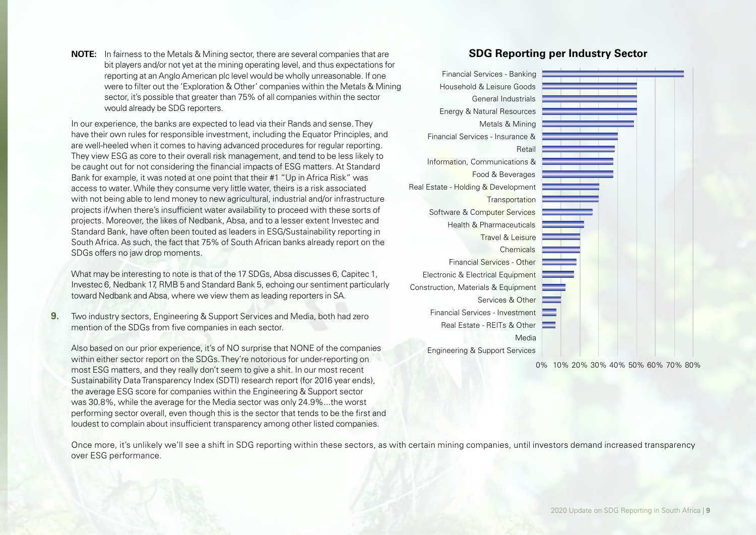**NOTE:** In fairness to the Metals & Mining sector, there are several companies that are bit players and/or not yet at the mining operating level, and thus expectations for reporting at an Anglo American plc level would be wholly unreasonable. If one were to filter out the 'Exploration & Other' companies within the Metals & Mining sector, it's possible that greater than 75% of all companies within the sector would already be SDG reporters.

In our experience, the banks are expected to lead via their Rands and sense. They have their own rules for responsible investment, including the Equator Principles, and are well-heeled when it comes to having advanced procedures for regular reporting. They view ESG as core to their overall risk management, and tend to be less likely to be caught out for not considering the financial impacts of ESG matters. At Standard Bank for example, it was noted at one point that their #1 "Up in Africa Risk" was access to water. While they consume very little water, theirs is a risk associated with not being able to lend money to new agricultural, industrial and/or infrastructure projects if/when there's insufficient water availability to proceed with these sorts of projects. Moreover, the likes of Nedbank, Absa, and to a lesser extent Investec and Standard Bank, have often been touted as leaders in ESG/Sustainability reporting in South Africa. As such, the fact that 75% of South African banks already report on the SDGs offers no jaw drop moments.

What may be interesting to note is that of the 17 SDGs, Absa discusses 6, Capitec 1, Investec 6, Nedbank 17, RMB 5 and Standard Bank 5, echoing our sentiment particularly toward Nedbank and Absa, where we view them as leading reporters in SA.

**9.** Two industry sectors, Engineering & Support Services and Media, both had zero mention of the SDGs from five companies in each sector.

Also based on our prior experience, it's of NO surprise that NONE of the companies within either sector report on the SDGs. They're notorious for under-reporting on most ESG matters, and they really don't seem to give a shit. In our most recent Sustainability Data Transparency Index (SDTI) research report (for 2016 year ends), the average ESG score for companies within the Engineering & Support sector was 30.8%, while the average for the Media sector was only 24.9%...the worst performing sector overall, even though this is the sector that tends to be the first and loudest to complain about insufficient transparency among other listed companies.

## SDG Reporting per Industry Sector

| Industry Sector |
|---|
| Financial Services - Banking |
| Household & Leisure Goods |
| General Industrials |
| Energy & Natural Resources |
| Metals & Mining |
| Financial Services - Insurance & |
| Retail |
| Information, Communications & |
| Food & Beverages |
| Real Estate - Holding & Development |
| Transportation |
| Software & Computer Services |
| Health & Pharmaceuticals |
| Travel & Leisure |
| Chemicals |
| Financial Services - Other |
| Electronic & Electrical Equipment |
| Construction, Materials & Equipment |
| Services & Other |
| Financial Services - Investment |
| Real Estate - REITs & Other |
| Media |
| Engineering & Support Services |

0% 10% 20% 30% 40% 50% 60% 70% 80%

Once more, it's unlikely we'll see a shift in SDG reporting within these sectors, as with certain mining companies, until investors demand increased transparency over ESG performance.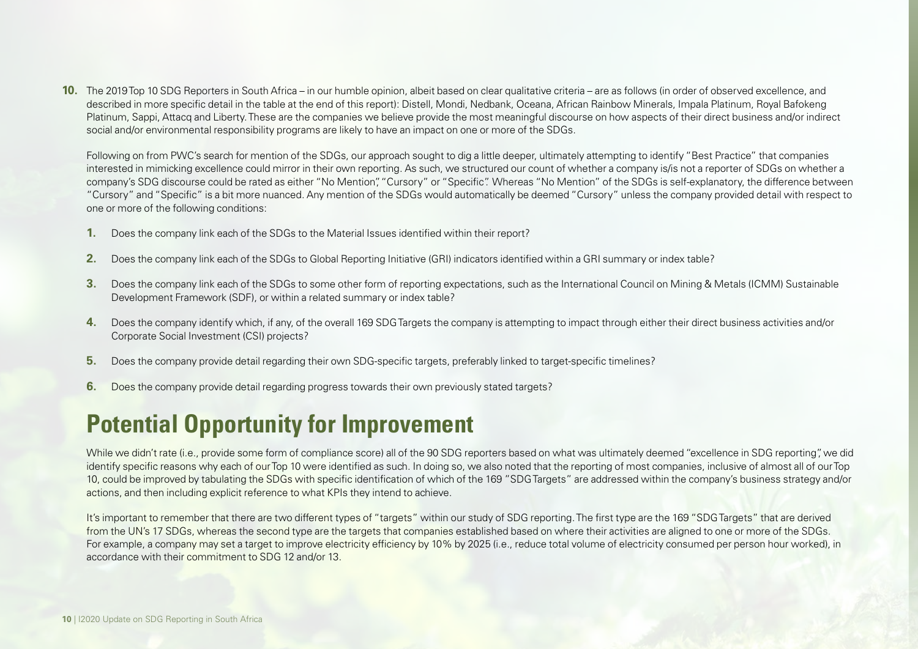10. The 2019 Top 10 SDG Reporters in South Africa – in our humble opinion, albeit based on clear qualitative criteria – are as follows (in order of observed excellence, and described in more specific detail in the table at the end of this report): Distell, Mondi, Nedbank, Oceana, African Rainbow Minerals, Impala Platinum, Royal Bafokeng Platinum, Sappi, Attacq and Liberty. These are the companies we believe provide the most meaningful discourse on how aspects of their direct business and/or indirect social and/or environmental responsibility programs are likely to have an impact on one or more of the SDGs.

    Following on from PWC's search for mention of the SDGs, our approach sought to dig a little deeper, ultimately attempting to identify "Best Practice" that companies interested in mimicking excellence could mirror in their own reporting. As such, we structured our count of whether a company is/is not a reporter of SDGs on whether a company's SDG discourse could be rated as either "No Mention", "Cursory" or "Specific". Whereas "No Mention" of the SDGs is self-explanatory, the difference between "Cursory" and "Specific" is a bit more nuanced. Any mention of the SDGs would automatically be deemed "Cursory" unless the company provided detail with respect to one or more of the following conditions:

    1. Does the company link each of the SDGs to the Material Issues identified within their report?
    2. Does the company link each of the SDGs to Global Reporting Initiative (GRI) indicators identified within a GRI summary or index table?
    3. Does the company link each of the SDGs to some other form of reporting expectations, such as the International Council on Mining & Metals (ICMM) Sustainable Development Framework (SDF), or within a related summary or index table?
    4. Does the company identify which, if any, of the overall 169 SDG Targets the company is attempting to impact through either their direct business activities and/or Corporate Social Investment (CSI) projects?
    5. Does the company provide detail regarding their own SDG-specific targets, preferably linked to target-specific timelines?
    6. Does the company provide detail regarding progress towards their own previously stated targets?

## Potential Opportunity for Improvement

While we didn't rate (i.e., provide some form of compliance score) all of the 90 SDG reporters based on what was ultimately deemed "excellence in SDG reporting", we did identify specific reasons why each of our Top 10 were identified as such. In doing so, we also noted that the reporting of most companies, inclusive of almost all of our Top 10, could be improved by tabulating the SDGs with specific identification of which of the 169 "SDG Targets" are addressed within the company's business strategy and/or actions, and then including explicit reference to what KPIs they intend to achieve.

It's important to remember that there are two different types of "targets" within our study of SDG reporting. The first type are the 169 "SDG Targets" that are derived from the UN's 17 SDGs, whereas the second type are the targets that companies established based on where their activities are aligned to one or more of the SDGs. For example, a company may set a target to improve electricity efficiency by 10% by 2025 (i.e., reduce total volume of electricity consumed per person hour worked), in accordance with their commitment to SDG 12 and/or 13.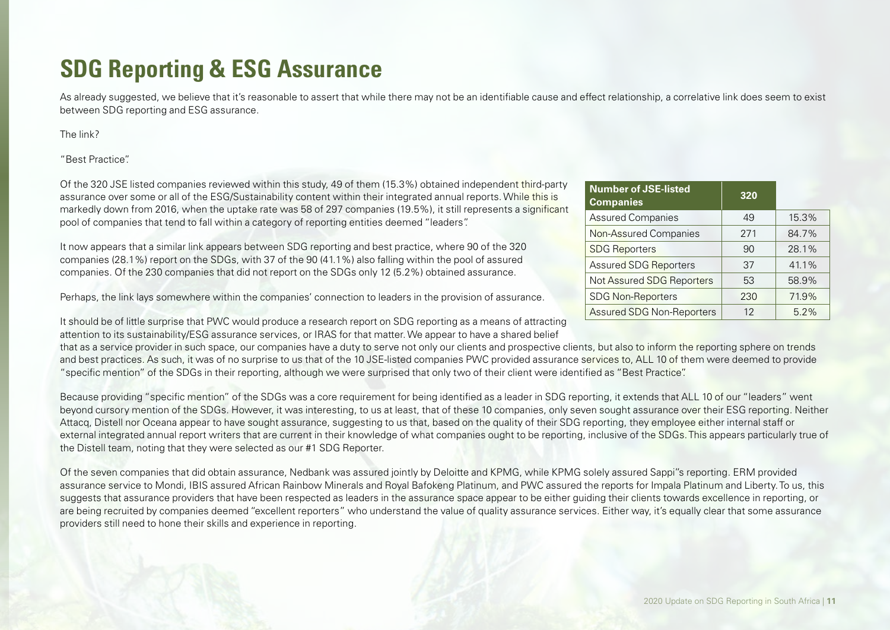# SDG Reporting & ESG Assurance

As already suggested, we believe that it's reasonable to assert that while there may not be an identifiable cause and effect relationship, a correlative link does seem to exist between SDG reporting and ESG assurance.

The link?

"Best Practice".

Of the 320 JSE listed companies reviewed within this study, 49 of them (15.3%) obtained independent third-party assurance over some or all of the ESG/Sustainability content within their integrated annual reports. While this is markedly down from 2016, when the uptake rate was 58 of 297 companies (19.5%), it still represents a significant pool of companies that tend to fall within a category of reporting entities deemed "leaders".

It now appears that a similar link appears between SDG reporting and best practice, where 90 of the 320 companies (28.1%) report on the SDGs, with 37 of the 90 (41.1%) also falling within the pool of assured companies. Of the 230 companies that did not report on the SDGs only 12 (5.2%) obtained assurance.

Perhaps, the link lays somewhere within the companies' connection to leaders in the provision of assurance.

| Number of JSE-listed Companies | 320 | |
|---|---|---|
| Assured Companies | 49 | 15.3% |
| Non-Assured Companies | 271 | 84.7% |
| SDG Reporters | 90 | 28.1% |
| Assured SDG Reporters | 37 | 41.1% |
| Not Assured SDG Reporters | 53 | 58.9% |
| SDG Non-Reporters | 230 | 71.9% |
| Assured SDG Non-Reporters | 12 | 5.2% |

It should be of little surprise that PWC would produce a research report on SDG reporting as a means of attracting attention to its sustainability/ESG assurance services, or IRAS for that matter. We appear to have a shared belief that as a service provider in such space, our companies have a duty to serve not only our clients and prospective clients, but also to inform the reporting sphere on trends and best practices. As such, it was of no surprise to us that of the 10 JSE-listed companies PWC provided assurance services to, ALL 10 of them were deemed to provide "specific mention" of the SDGs in their reporting, although we were surprised that only two of their client were identified as "Best Practice".

Because providing "specific mention" of the SDGs was a core requirement for being identified as a leader in SDG reporting, it extends that ALL 10 of our "leaders" went beyond cursory mention of the SDGs. However, it was interesting, to us at least, that of these 10 companies, only seven sought assurance over their ESG reporting. Neither Attacq, Distell nor Oceana appear to have sought assurance, suggesting to us that, based on the quality of their SDG reporting, they employee either internal staff or external integrated annual report writers that are current in their knowledge of what companies ought to be reporting, inclusive of the SDGs. This appears particularly true of the Distell team, noting that they were selected as our #1 SDG Reporter.

Of the seven companies that did obtain assurance, Nedbank was assured jointly by Deloitte and KPMG, while KPMG solely assured Sappi"s reporting. ERM provided assurance service to Mondi, IBIS assured African Rainbow Minerals and Royal Bafokeng Platinum, and PWC assured the reports for Impala Platinum and Liberty. To us, this suggests that assurance providers that have been respected as leaders in the assurance space appear to be either guiding their clients towards excellence in reporting, or are being recruited by companies deemed "excellent reporters" who understand the value of quality assurance services. Either way, it's equally clear that some assurance providers still need to hone their skills and experience in reporting.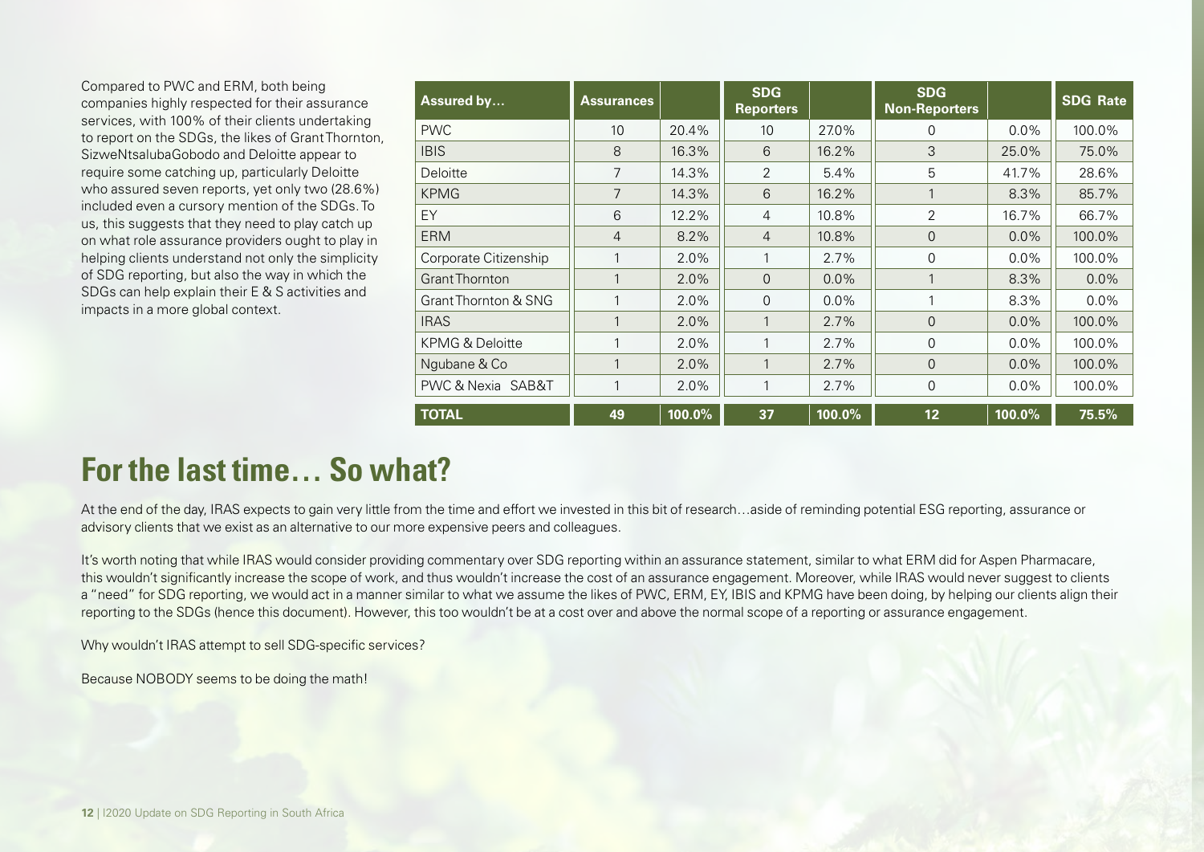Compared to PWC and ERM, both being companies highly respected for their assurance services, with 100% of their clients undertaking to report on the SDGs, the likes of Grant Thornton, SizweNtsalubaGobodo and Deloitte appear to require some catching up, particularly Deloitte who assured seven reports, yet only two (28.6%) included even a cursory mention of the SDGs. To us, this suggests that they need to play catch up on what role assurance providers ought to play in helping clients understand not only the simplicity of SDG reporting, but also the way in which the SDGs can help explain their E & S activities and impacts in a more global context.

| Assured by… | Assurances | | SDG Reporters | | SDG Non-Reporters | | SDG Rate |
|---|---|---|---|---|---|---|---|
| PWC | 10 | 20.4% | 10 | 27.0% | 0 | 0.0% | 100.0% |
| IBIS | 8 | 16.3% | 6 | 16.2% | 3 | 25.0% | 75.0% |
| Deloitte | 7 | 14.3% | 2 | 5.4% | 5 | 41.7% | 28.6% |
| KPMG | 7 | 14.3% | 6 | 16.2% | 1 | 8.3% | 85.7% |
| EY | 6 | 12.2% | 4 | 10.8% | 2 | 16.7% | 66.7% |
| ERM | 4 | 8.2% | 4 | 10.8% | 0 | 0.0% | 100.0% |
| Corporate Citizenship | 1 | 2.0% | 1 | 2.7% | 0 | 0.0% | 100.0% |
| Grant Thornton | 1 | 2.0% | 0 | 0.0% | 1 | 8.3% | 0.0% |
| Grant Thornton & SNG | 1 | 2.0% | 0 | 0.0% | 1 | 8.3% | 0.0% |
| IRAS | 1 | 2.0% | 1 | 2.7% | 0 | 0.0% | 100.0% |
| KPMG & Deloitte | 1 | 2.0% | 1 | 2.7% | 0 | 0.0% | 100.0% |
| Ngubane & Co | 1 | 2.0% | 1 | 2.7% | 0 | 0.0% | 100.0% |
| PWC & Nexia SAB&T | 1 | 2.0% | 1 | 2.7% | 0 | 0.0% | 100.0% |
| **TOTAL** | **49** | **100.0%** | **37** | **100.0%** | **12** | **100.0%** | **75.5%** |

## For the last time… So what?

At the end of the day, IRAS expects to gain very little from the time and effort we invested in this bit of research…aside of reminding potential ESG reporting, assurance or advisory clients that we exist as an alternative to our more expensive peers and colleagues.

It's worth noting that while IRAS would consider providing commentary over SDG reporting within an assurance statement, similar to what ERM did for Aspen Pharmacare, this wouldn't significantly increase the scope of work, and thus wouldn't increase the cost of an assurance engagement. Moreover, while IRAS would never suggest to clients a "need" for SDG reporting, we would act in a manner similar to what we assume the likes of PWC, ERM, EY, IBIS and KPMG have been doing, by helping our clients align their reporting to the SDGs (hence this document). However, this too wouldn't be at a cost over and above the normal scope of a reporting or assurance engagement.

Why wouldn't IRAS attempt to sell SDG-specific services?

Because NOBODY seems to be doing the math!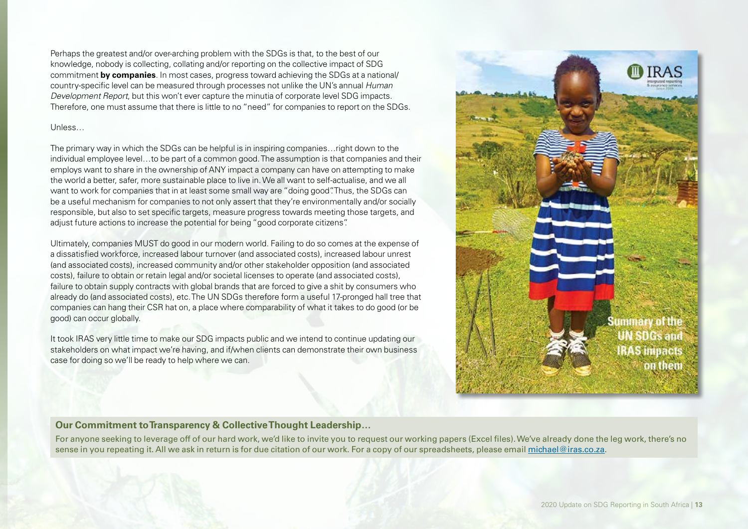Perhaps the greatest and/or over-arching problem with the SDGs is that, to the best of our knowledge, nobody is collecting, collating and/or reporting on the collective impact of SDG commitment **by companies**. In most cases, progress toward achieving the SDGs at a national/country-specific level can be measured through processes not unlike the UN's annual *Human Development Report*, but this won't ever capture the minutia of corporate level SDG impacts. Therefore, one must assume that there is little to no "need" for companies to report on the SDGs.

Unless…

The primary way in which the SDGs can be helpful is in inspiring companies…right down to the individual employee level…to be part of a common good. The assumption is that companies and their employs want to share in the ownership of ANY impact a company can have on attempting to make the world a better, safer, more sustainable place to live in. We all want to self-actualise, and we all want to work for companies that in at least some small way are "doing good". Thus, the SDGs can be a useful mechanism for companies to not only assert that they're environmentally and/or socially responsible, but also to set specific targets, measure progress towards meeting those targets, and adjust future actions to increase the potential for being "good corporate citizens".

Ultimately, companies MUST do good in our modern world. Failing to do so comes at the expense of a dissatisfied workforce, increased labour turnover (and associated costs), increased labour unrest (and associated costs), increased community and/or other stakeholder opposition (and associated costs), failure to obtain or retain legal and/or societal licenses to operate (and associated costs), failure to obtain supply contracts with global brands that are forced to give a shit by consumers who already do (and associated costs), etc. The UN SDGs therefore form a useful 17-pronged hall tree that companies can hang their CSR hat on, a place where comparability of what it takes to do good (or be good) can occur globally.

It took IRAS very little time to make our SDG impacts public and we intend to continue updating our stakeholders on what impact we're having, and if/when clients can demonstrate their own business case for doing so we'll be ready to help where we can.

IRAS
integrated reporting & assurance services

Summary of the UN SDGs and IRAS impacts on them

**Our Commitment to Transparency & Collective Thought Leadership…**

For anyone seeking to leverage off of our hard work, we'd like to invite you to request our working papers (Excel files). We've already done the leg work, there's no sense in you repeating it. All we ask in return is for due citation of our work. For a copy of our spreadsheets, please email michael@iras.co.za.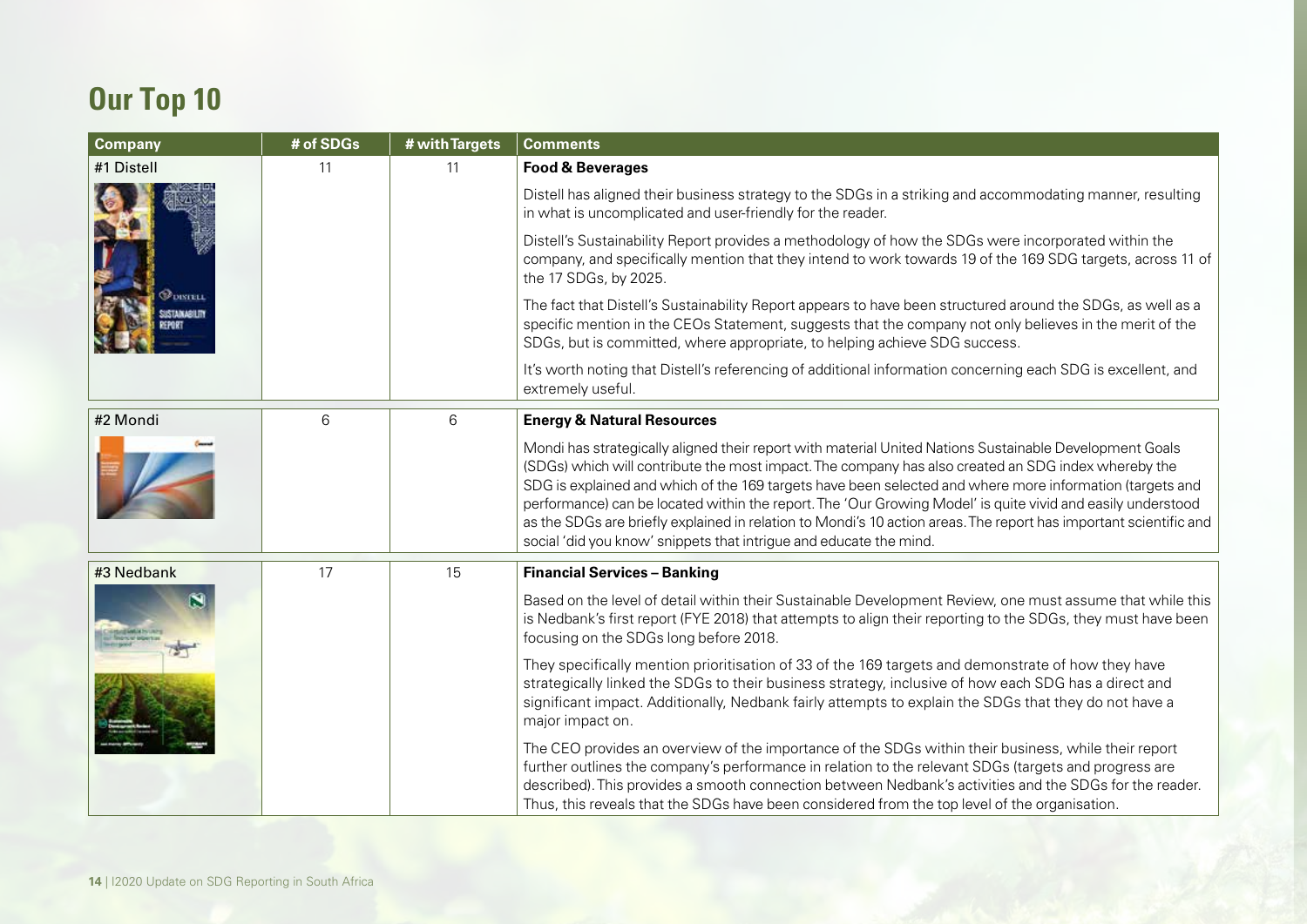## Our Top 10

| Company | # of SDGs | # with Targets | Comments |
|---|---|---|---|
| #1 Distell | 11 | 11 | **Food & Beverages**<br><br>Distell has aligned their business strategy to the SDGs in a striking and accommodating manner, resulting in what is uncomplicated and user-friendly for the reader.<br><br>Distell's Sustainability Report provides a methodology of how the SDGs were incorporated within the company, and specifically mention that they intend to work towards 19 of the 169 SDG targets, across 11 of the 17 SDGs, by 2025.<br><br>The fact that Distell's Sustainability Report appears to have been structured around the SDGs, as well as a specific mention in the CEOs Statement, suggests that the company not only believes in the merit of the SDGs, but is committed, where appropriate, to helping achieve SDG success.<br><br>It's worth noting that Distell's referencing of additional information concerning each SDG is excellent, and extremely useful. |
| #2 Mondi | 6 | 6 | **Energy & Natural Resources**<br><br>Mondi has strategically aligned their report with material United Nations Sustainable Development Goals (SDGs) which will contribute the most impact. The company has also created an SDG index whereby the SDG is explained and which of the 169 targets have been selected and where more information (targets and performance) can be located within the report. The 'Our Growing Model' is quite vivid and easily understood as the SDGs are briefly explained in relation to Mondi's 10 action areas. The report has important scientific and social 'did you know' snippets that intrigue and educate the mind. |
| #3 Nedbank | 17 | 15 | **Financial Services – Banking**<br><br>Based on the level of detail within their Sustainable Development Review, one must assume that while this is Nedbank's first report (FYE 2018) that attempts to align their reporting to the SDGs, they must have been focusing on the SDGs long before 2018.<br><br>They specifically mention prioritisation of 33 of the 169 targets and demonstrate of how they have strategically linked the SDGs to their business strategy, inclusive of how each SDG has a direct and significant impact. Additionally, Nedbank fairly attempts to explain the SDGs that they do not have a major impact on.<br><br>The CEO provides an overview of the importance of the SDGs within their business, while their report further outlines the company's performance in relation to the relevant SDGs (targets and progress are described). This provides a smooth connection between Nedbank's activities and the SDGs for the reader. Thus, this reveals that the SDGs have been considered from the top level of the organisation. |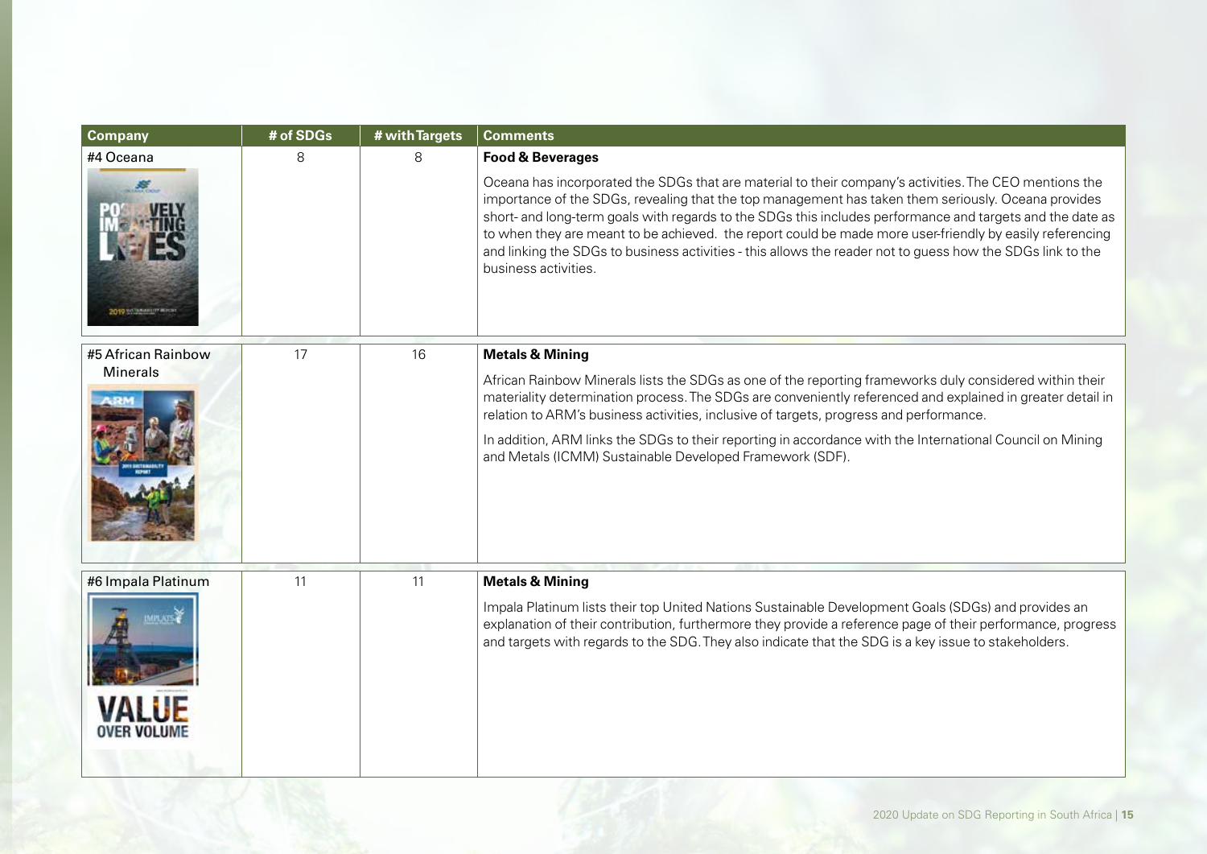| Company | # of SDGs | # with Targets | Comments |
|---|---|---|---|
| #4 Oceana | 8 | 8 | **Food & Beverages**<br><br>Oceana has incorporated the SDGs that are material to their company's activities. The CEO mentions the importance of the SDGs, revealing that the top management has taken them seriously. Oceana provides short- and long-term goals with regards to the SDGs this includes performance and targets and the date as to when they are meant to be achieved. the report could be made more user-friendly by easily referencing and linking the SDGs to business activities - this allows the reader not to guess how the SDGs link to the business activities. |
| #5 African Rainbow Minerals | 17 | 16 | **Metals & Mining**<br><br>African Rainbow Minerals lists the SDGs as one of the reporting frameworks duly considered within their materiality determination process. The SDGs are conveniently referenced and explained in greater detail in relation to ARM's business activities, inclusive of targets, progress and performance.<br><br>In addition, ARM links the SDGs to their reporting in accordance with the International Council on Mining and Metals (ICMM) Sustainable Developed Framework (SDF). |
| #6 Impala Platinum | 11 | 11 | **Metals & Mining**<br><br>Impala Platinum lists their top United Nations Sustainable Development Goals (SDGs) and provides an explanation of their contribution, furthermore they provide a reference page of their performance, progress and targets with regards to the SDG. They also indicate that the SDG is a key issue to stakeholders. |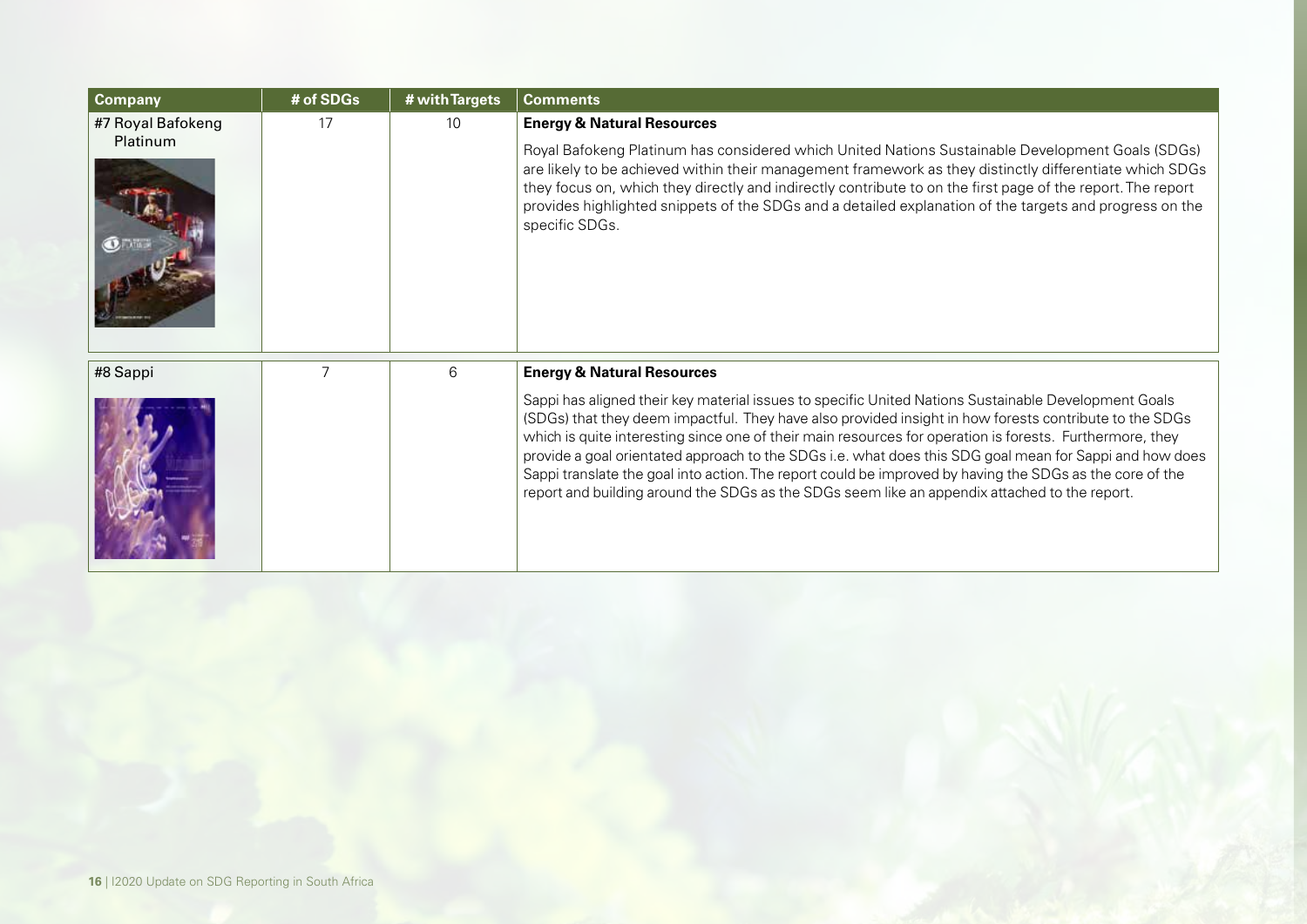| Company | # of SDGs | # with Targets | Comments |
| --- | --- | --- | --- |
| #7 Royal Bafokeng Platinum | 17 | 10 | **Energy & Natural Resources** Royal Bafokeng Platinum has considered which United Nations Sustainable Development Goals (SDGs) are likely to be achieved within their management framework as they distinctly differentiate which SDGs they focus on, which they directly and indirectly contribute to on the first page of the report. The report provides highlighted snippets of the SDGs and a detailed explanation of the targets and progress on the specific SDGs. |
| #8 Sappi | 7 | 6 | **Energy & Natural Resources** Sappi has aligned their key material issues to specific United Nations Sustainable Development Goals (SDGs) that they deem impactful. They have also provided insight in how forests contribute to the SDGs which is quite interesting since one of their main resources for operation is forests. Furthermore, they provide a goal orientated approach to the SDGs i.e. what does this SDG goal mean for Sappi and how does Sappi translate the goal into action. The report could be improved by having the SDGs as the core of the report and building around the SDGs as the SDGs seem like an appendix attached to the report. |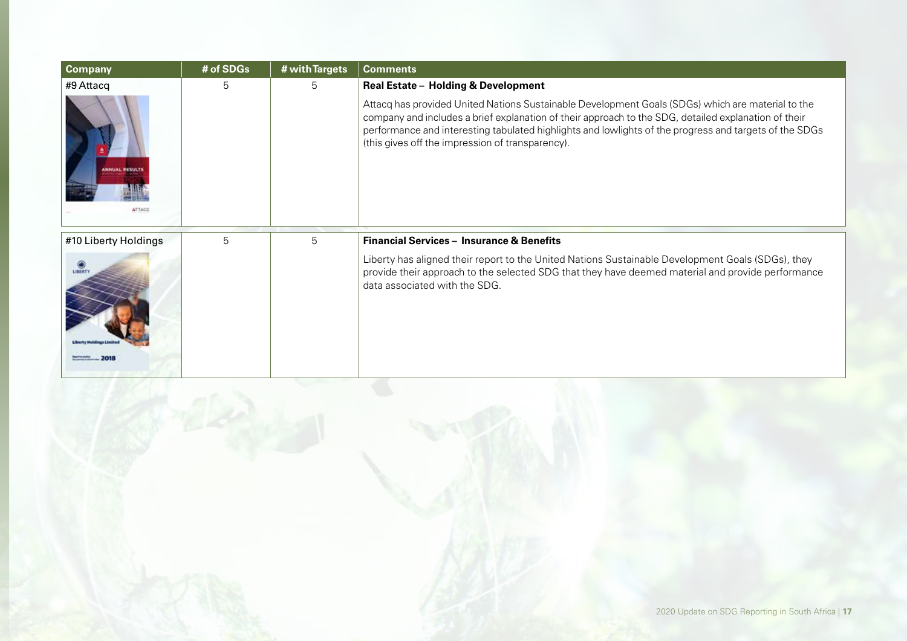| Company | # of SDGs | # with Targets | Comments |
|---|---|---|---|
| #9 Attacq | 5 | 5 | **Real Estate – Holding & Development**<br><br>Attacq has provided United Nations Sustainable Development Goals (SDGs) which are material to the company and includes a brief explanation of their approach to the SDG, detailed explanation of their performance and interesting tabulated highlights and lowlights of the progress and targets of the SDGs (this gives off the impression of transparency). |
| #10 Liberty Holdings | 5 | 5 | **Financial Services – Insurance & Benefits**<br><br>Liberty has aligned their report to the United Nations Sustainable Development Goals (SDGs), they provide their approach to the selected SDG that they have deemed material and provide performance data associated with the SDG. |